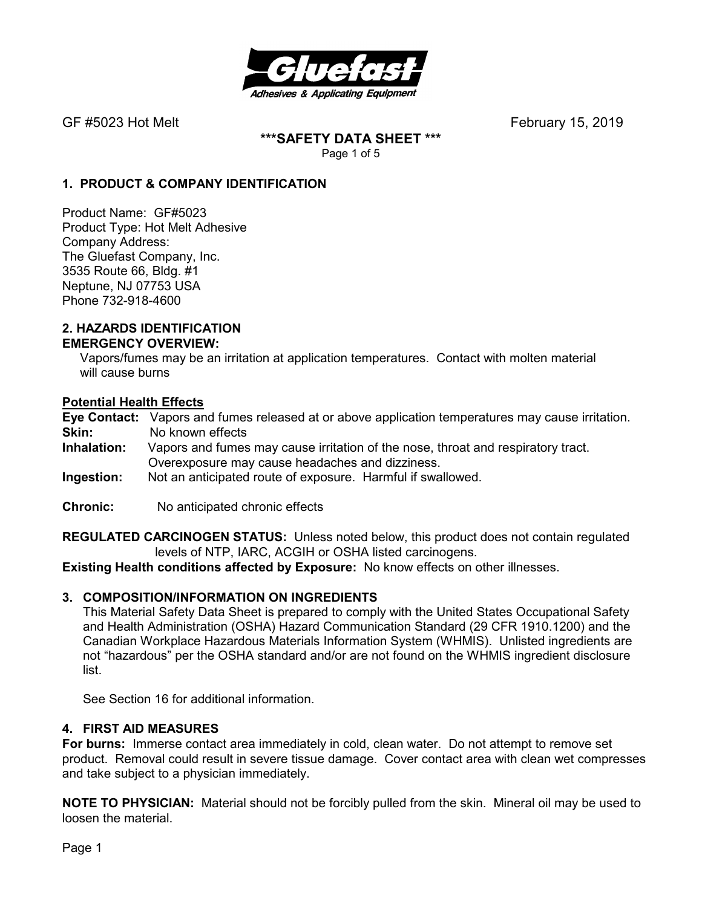Gluefast
Adhesives & Applicating Equipment

GF #5023 Hot Melt February 15, 2019

**\*\*\*SAFETY DATA SHEET \*\*\***

## 1. PRODUCT & COMPANY IDENTIFICATION

Product Name: GF#5023
Product Type: Hot Melt Adhesive
Company Address:
The Gluefast Company, Inc.
3535 Route 66, Bldg. #1
Neptune, NJ 07753 USA
Phone 732-918-4600

## 2. HAZARDS IDENTIFICATION

**EMERGENCY OVERVIEW:**

Vapors/fumes may be an irritation at application temperatures. Contact with molten material will cause burns

**Potential Health Effects**

**Eye Contact:** Vapors and fumes released at or above application temperatures may cause irritation.
**Skin:** No known effects
**Inhalation:** Vapors and fumes may cause irritation of the nose, throat and respiratory tract. Overexposure may cause headaches and dizziness.
**Ingestion:** Not an anticipated route of exposure. Harmful if swallowed.

**Chronic:** No anticipated chronic effects

**REGULATED CARCINOGEN STATUS:** Unless noted below, this product does not contain regulated levels of NTP, IARC, ACGIH or OSHA listed carcinogens.

**Existing Health conditions affected by Exposure:** No know effects on other illnesses.

## 3. COMPOSITION/INFORMATION ON INGREDIENTS

This Material Safety Data Sheet is prepared to comply with the United States Occupational Safety and Health Administration (OSHA) Hazard Communication Standard (29 CFR 1910.1200) and the Canadian Workplace Hazardous Materials Information System (WHMIS). Unlisted ingredients are not "hazardous" per the OSHA standard and/or are not found on the WHMIS ingredient disclosure list.

See Section 16 for additional information.

## 4. FIRST AID MEASURES

**For burns:** Immerse contact area immediately in cold, clean water. Do not attempt to remove set product. Removal could result in severe tissue damage. Cover contact area with clean wet compresses and take subject to a physician immediately.

**NOTE TO PHYSICIAN:** Material should not be forcibly pulled from the skin. Mineral oil may be used to loosen the material.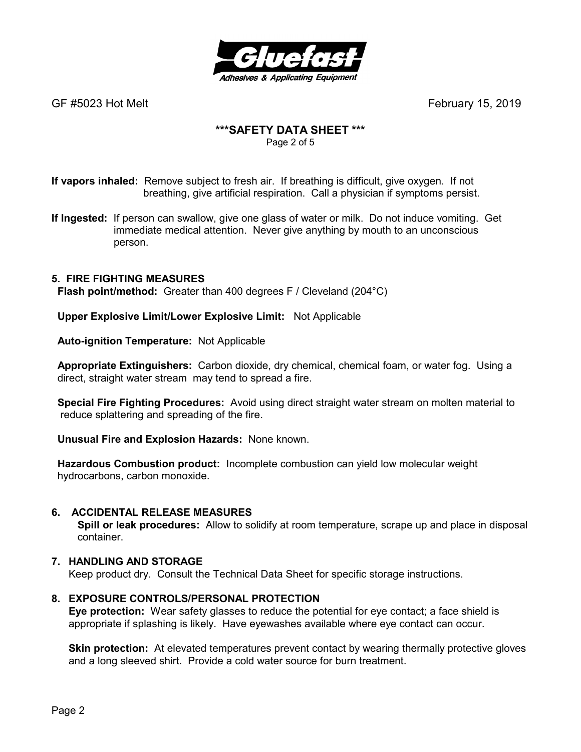**If vapors inhaled:** Remove subject to fresh air. If breathing is difficult, give oxygen. If not breathing, give artificial respiration. Call a physician if symptoms persist.

**If Ingested:** If person can swallow, give one glass of water or milk. Do not induce vomiting. Get immediate medical attention. Never give anything by mouth to an unconscious person.

## 5. FIRE FIGHTING MEASURES

**Flash point/method:** Greater than 400 degrees F / Cleveland (204°C)

**Upper Explosive Limit/Lower Explosive Limit:** Not Applicable

**Auto-ignition Temperature:** Not Applicable

**Appropriate Extinguishers:** Carbon dioxide, dry chemical, chemical foam, or water fog. Using a direct, straight water stream may tend to spread a fire.

**Special Fire Fighting Procedures:** Avoid using direct straight water stream on molten material to reduce splattering and spreading of the fire.

**Unusual Fire and Explosion Hazards:** None known.

**Hazardous Combustion product:** Incomplete combustion can yield low molecular weight hydrocarbons, carbon monoxide.

## 6. ACCIDENTAL RELEASE MEASURES

**Spill or leak procedures:** Allow to solidify at room temperature, scrape up and place in disposal container.

## 7. HANDLING AND STORAGE

Keep product dry. Consult the Technical Data Sheet for specific storage instructions.

## 8. EXPOSURE CONTROLS/PERSONAL PROTECTION

**Eye protection:** Wear safety glasses to reduce the potential for eye contact; a face shield is appropriate if splashing is likely. Have eyewashes available where eye contact can occur.

**Skin protection:** At elevated temperatures prevent contact by wearing thermally protective gloves and a long sleeved shirt. Provide a cold water source for burn treatment.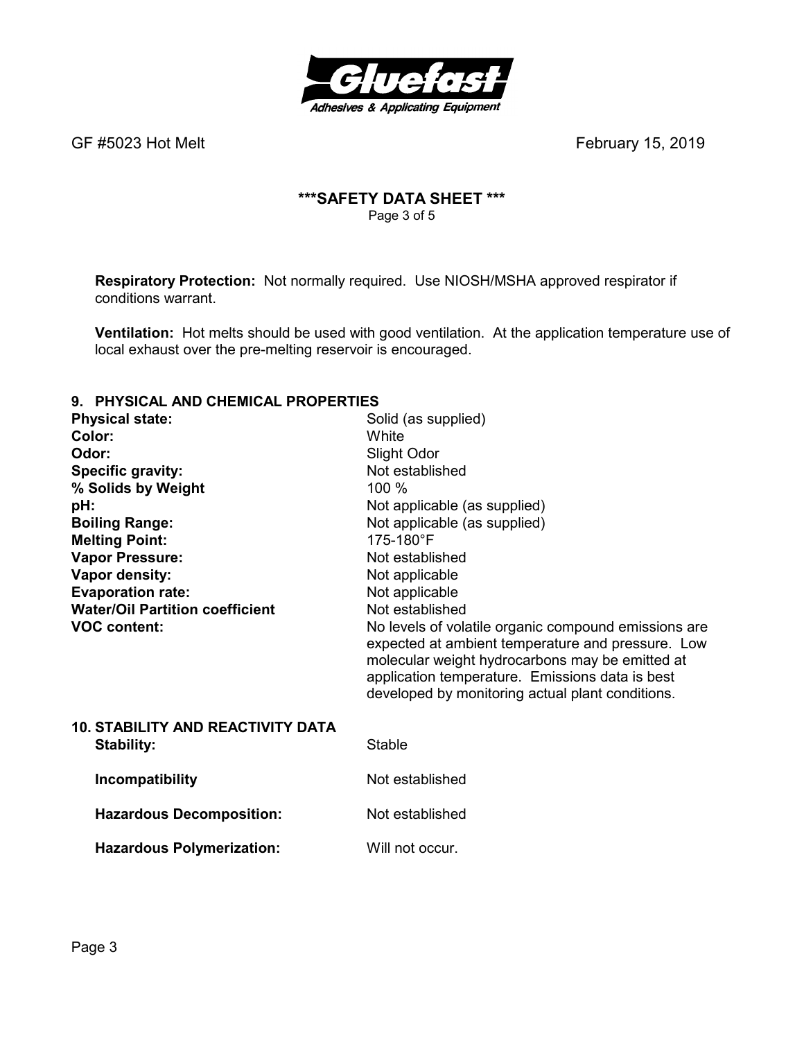**Respiratory Protection:** Not normally required. Use NIOSH/MSHA approved respirator if conditions warrant.

**Ventilation:** Hot melts should be used with good ventilation. At the application temperature use of local exhaust over the pre-melting reservoir is encouraged.

## 9. PHYSICAL AND CHEMICAL PROPERTIES

| | |
|---|---|
| **Physical state:** | Solid (as supplied) |
| **Color:** | White |
| **Odor:** | Slight Odor |
| **Specific gravity:** | Not established |
| **% Solids by Weight** | 100 % |
| **pH:** | Not applicable (as supplied) |
| **Boiling Range:** | Not applicable (as supplied) |
| **Melting Point:** | 175-180°F |
| **Vapor Pressure:** | Not established |
| **Vapor density:** | Not applicable |
| **Evaporation rate:** | Not applicable |
| **Water/Oil Partition coefficient** | Not established |
| **VOC content:** | No levels of volatile organic compound emissions are expected at ambient temperature and pressure. Low molecular weight hydrocarbons may be emitted at application temperature. Emissions data is best developed by monitoring actual plant conditions. |

## 10. STABILITY AND REACTIVITY DATA

| | |
|---|---|
| **Stability:** | Stable |
| **Incompatibility** | Not established |
| **Hazardous Decomposition:** | Not established |
| **Hazardous Polymerization:** | Will not occur. |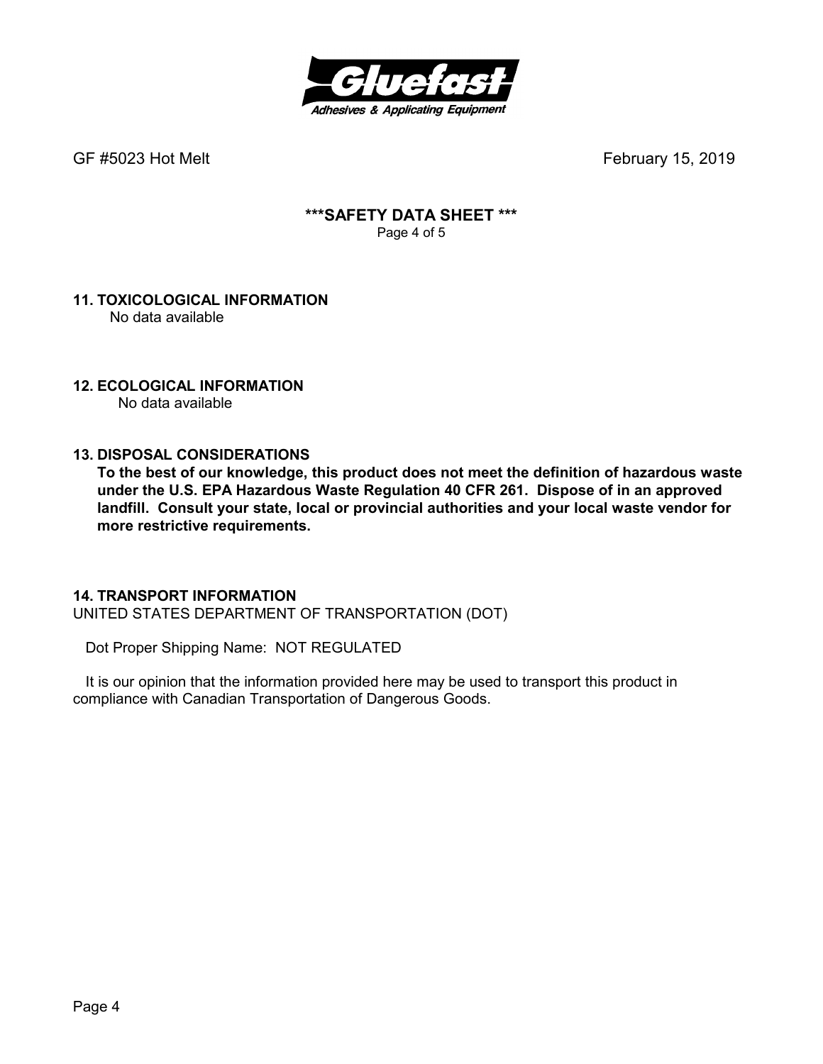## 11. TOXICOLOGICAL INFORMATION

No data available

## 12. ECOLOGICAL INFORMATION

No data available

## 13. DISPOSAL CONSIDERATIONS

**To the best of our knowledge, this product does not meet the definition of hazardous waste under the U.S. EPA Hazardous Waste Regulation 40 CFR 261. Dispose of in an approved landfill. Consult your state, local or provincial authorities and your local waste vendor for more restrictive requirements.**

## 14. TRANSPORT INFORMATION

UNITED STATES DEPARTMENT OF TRANSPORTATION (DOT)

Dot Proper Shipping Name: NOT REGULATED

It is our opinion that the information provided here may be used to transport this product in compliance with Canadian Transportation of Dangerous Goods.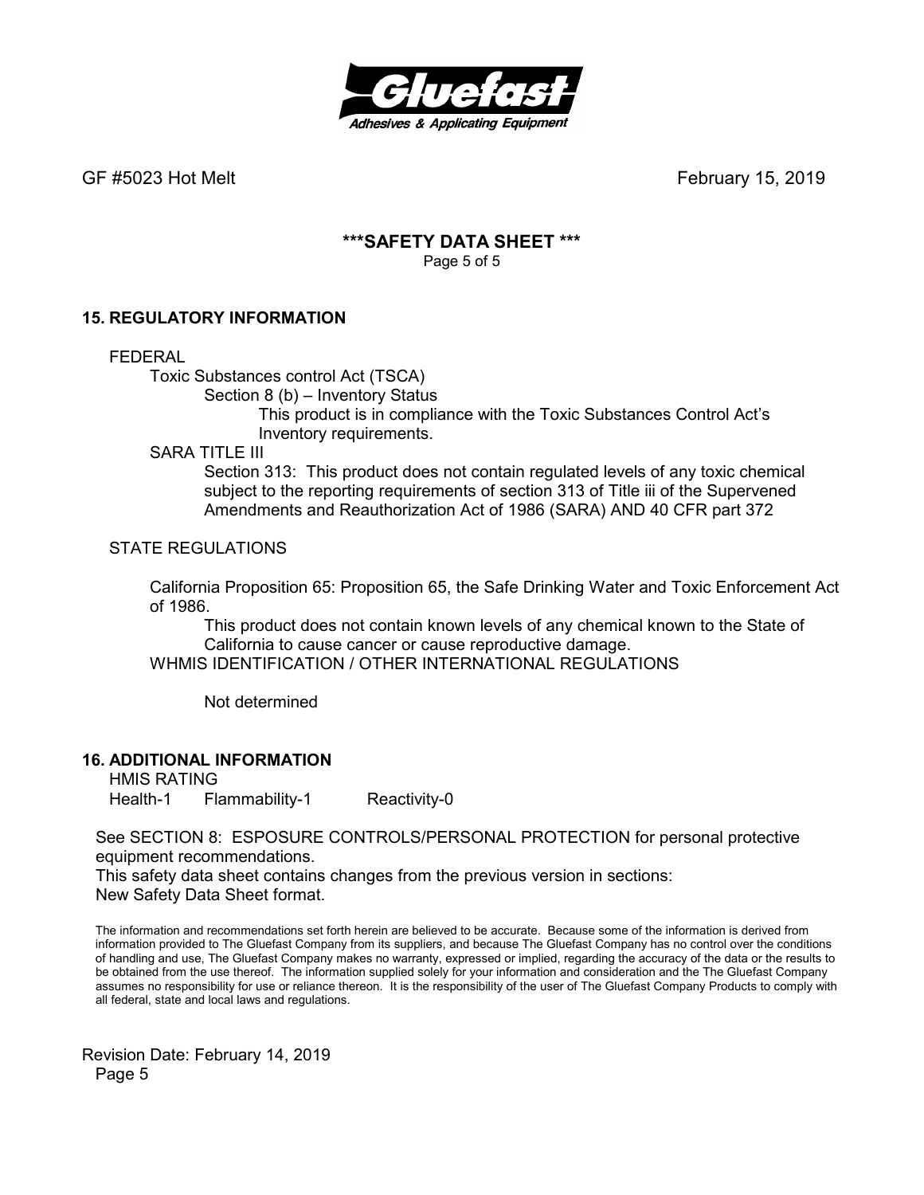## 15. REGULATORY INFORMATION

FEDERAL

Toxic Substances control Act (TSCA)

Section 8 (b) – Inventory Status

This product is in compliance with the Toxic Substances Control Act's Inventory requirements.

SARA TITLE III

Section 313: This product does not contain regulated levels of any toxic chemical subject to the reporting requirements of section 313 of Title iii of the Supervened Amendments and Reauthorization Act of 1986 (SARA) AND 40 CFR part 372

STATE REGULATIONS

California Proposition 65: Proposition 65, the Safe Drinking Water and Toxic Enforcement Act of 1986.

This product does not contain known levels of any chemical known to the State of California to cause cancer or cause reproductive damage.

WHMIS IDENTIFICATION / OTHER INTERNATIONAL REGULATIONS

Not determined

## 16. ADDITIONAL INFORMATION

HMIS RATING

Health-1 Flammability-1 Reactivity-0

See SECTION 8: ESPOSURE CONTROLS/PERSONAL PROTECTION for personal protective equipment recommendations.

This safety data sheet contains changes from the previous version in sections:

New Safety Data Sheet format.

The information and recommendations set forth herein are believed to be accurate. Because some of the information is derived from information provided to The Gluefast Company from its suppliers, and because The Gluefast Company has no control over the conditions of handling and use, The Gluefast Company makes no warranty, expressed or implied, regarding the accuracy of the data or the results to be obtained from the use thereof. The information supplied solely for your information and consideration and the The Gluefast Company assumes no responsibility for use or reliance thereon. It is the responsibility of the user of The Gluefast Company Products to comply with all federal, state and local laws and regulations.

Revision Date: February 14, 2019